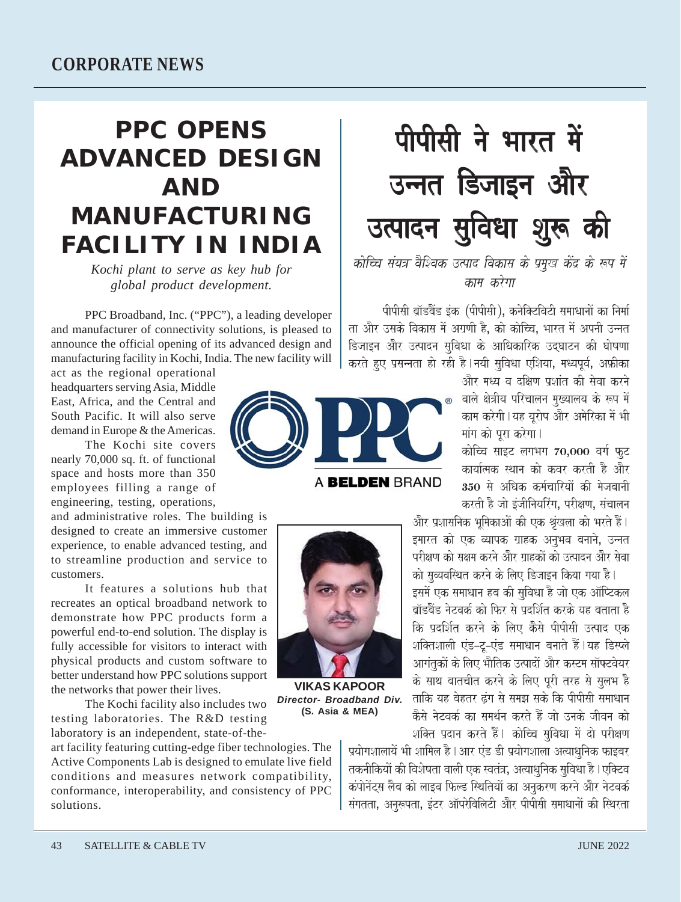## CORPORATE NEWS

# PPC OPENS ADVANCED DESIGN AND MANUFACTURING FACILITY IN INDIA

*Kochi plant to serve as key hub for global product development.*

PPC Broadband, Inc. ("PPC"), a leading developer and manufacturer of connectivity solutions, is pleased to announce the official opening of its advanced design and manufacturing facility in Kochi, India. The new facility will act as the regional operational headquarters serving Asia, Middle East, Africa, and the Central and South Pacific. It will also serve demand in Europe & the Americas.

The Kochi site covers nearly 70,000 sq. ft. of functional space and hosts more than 350 employees filling a range of engineering, testing, operations, and administrative roles. The building is designed to create an immersive customer experience, to enable advanced testing, and to streamline production and service to customers.

It features a solutions hub that recreates an optical broadband network to demonstrate how PPC products form a powerful end-to-end solution. The display is fully accessible for visitors to interact with physical products and custom software to better understand how PPC solutions support the networks that power their lives.

The Kochi facility also includes two testing laboratories. The R&D testing laboratory is an independent, state-of-the-art facility featuring cutting-edge fiber technologies. The Active Components Lab is designed to emulate live field conditions and measures network compatibility, conformance, interoperability, and consistency of PPC solutions.

PPC
A **BELDEN** BRAND

**VIKAS KAPOOR**
*Director- Broadband Div.*
**(S. Asia & MEA)**

# पीपीसी ने भारत में उन्नत डिजाइन और उत्पादन सुविधा शुरू की

*कोच्चि संयंत्र वैश्विक उत्पाद विकास के प्रमुख केंद्र के रूप में काम करेगा*

पीपीसी ब्रॉडबैंड इंक (पीपीसी), कनेक्टिविटी समाधानों का निर्माता और उसके विकास में अगणी है, को कोच्चि, भारत में अपनी उन्नत डिजाइन और उत्पादन सुविधा के आधिकारिक उद्घाटन की घोषणा करते हुए प्रसन्नता हो रही है। नयी सुविधा एशिया, मध्यपूर्व, अफ्रीका और मध्य व दक्षिण प्रशांत की सेवा करने वाले क्षेत्रीय परिचालन मुख्यालय के रूप में काम करेगी। यह यूरोप और अमेरिका में भी मांग को पूरा करेगा।

कोच्चि साइट लगभग **70,000** वर्ग फुट कार्यात्मक स्थान को कवर करती है और **350** से अधिक कर्मचारियों की मेजबानी करती है जो इंजीनियरिंग, परीक्षण, संचालन और प्रशासनिक भूमिकाओं की एक श्रृंखला को भरते हैं। इमारत को एक व्यापक ग्राहक अनुभव बनाने, उन्नत परीक्षण को सक्षम करने और ग्राहकों को उत्पादन और सेवा को सुव्यवस्थित करने के लिए डिजाइन किया गया है।

इसमें एक समाधान हब की सुविधा है जो एक ऑप्टिकल ब्रॉडबैंड नेटवर्क को फिर से प्रदर्शित करके यह बताता है कि प्रदर्शित करने के लिए कैसे पीपीसी उत्पाद एक शक्तिशाली एंड-टू-एंड समाधान बनाते हैं। यह डिस्प्ले आगंतुकों के लिए भौतिक उत्पादों और कस्टम सॉफ्टवेयर के साथ बातचीत करने के लिए पूरी तरह से सुलभ है ताकि यह बेहतर ढंग से समझ सके कि पीपीसी समाधान कैसे नेटवर्क का समर्थन करते हैं जो उनके जीवन को शक्ति प्रदान करते हैं। कोच्चि सुविधा में दो परीक्षण प्रयोगशालायें भी शामिल है। आर एंड डी प्रयोगशाला अत्याधुनिक फाइबर तकनीकियों की विशेषता वाली एक स्वतंत्र, अत्याधुनिक सुविधा है। एक्टिव कंपोनेंट्स लैब को लाइव फिल्ड स्थितियों का अनुकरण करने और नेटवर्क संगतता, अनुरूपता, इंटर ऑपरेबिलिटी और पीपीसी समाधानों की स्थिरता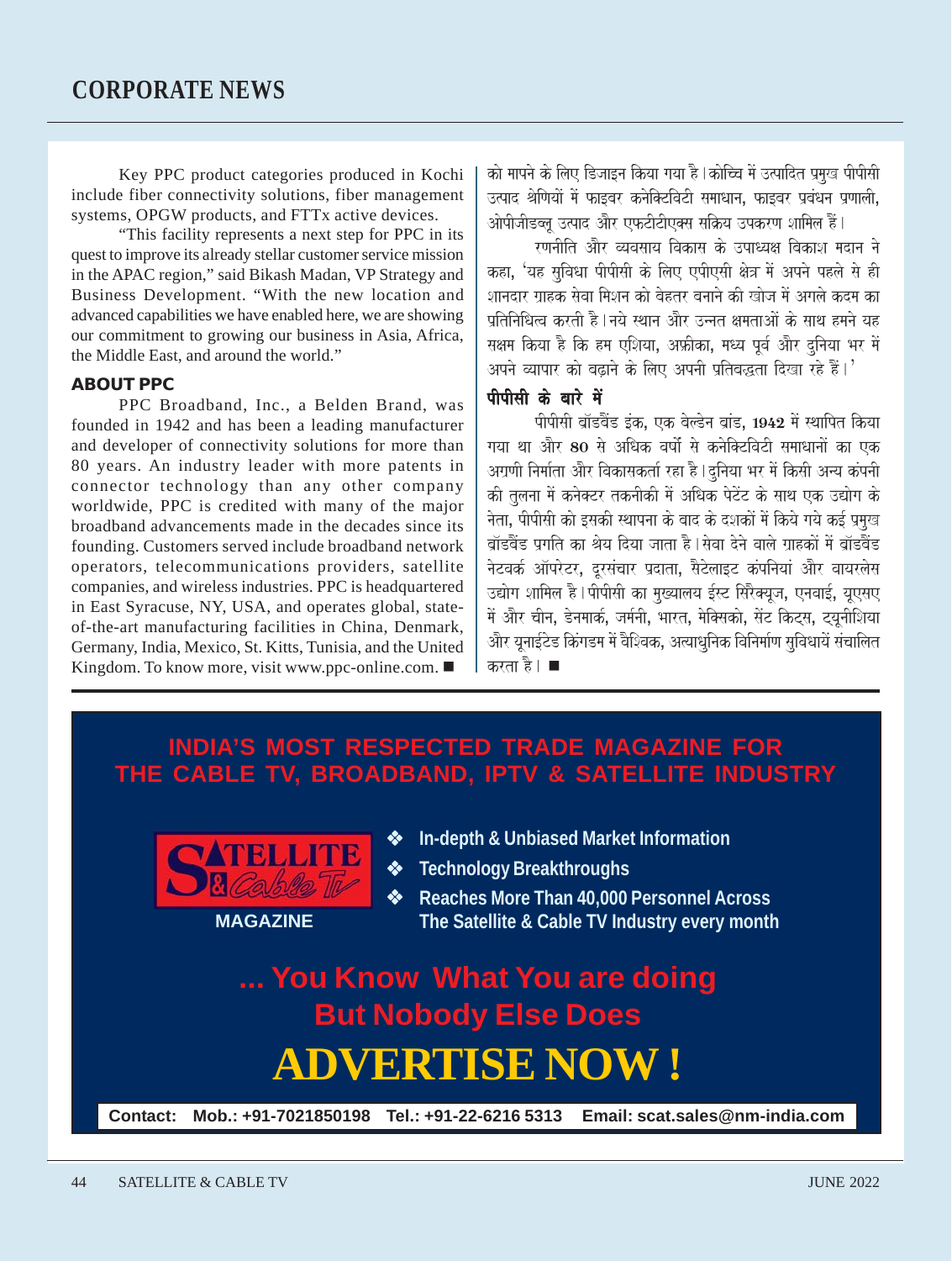Key PPC product categories produced in Kochi include fiber connectivity solutions, fiber management systems, OPGW products, and FTTx active devices.

"This facility represents a next step for PPC in its quest to improve its already stellar customer service mission in the APAC region," said Bikash Madan, VP Strategy and Business Development. "With the new location and advanced capabilities we have enabled here, we are showing our commitment to growing our business in Asia, Africa, the Middle East, and around the world."

## ABOUT PPC

PPC Broadband, Inc., a Belden Brand, was founded in 1942 and has been a leading manufacturer and developer of connectivity solutions for more than 80 years. An industry leader with more patents in connector technology than any other company worldwide, PPC is credited with many of the major broadband advancements made in the decades since its founding. Customers served include broadband network operators, telecommunications providers, satellite companies, and wireless industries. PPC is headquartered in East Syracuse, NY, USA, and operates global, state-of-the-art manufacturing facilities in China, Denmark, Germany, India, Mexico, St. Kitts, Tunisia, and the United Kingdom. To know more, visit www.ppc-online.com. ■

को मापने के लिए डिजाइन किया गया है। कोच्चि में उत्पादित प्रमुख पीपीसी उत्पाद श्रेणियों में फाइबर कनेक्टिविटी समाधान, फाइबर प्रबंधन प्रणाली, ओपीजीडब्लू उत्पाद और एफटीटीएक्स सक्रिय उपकरण शामिल हैं।

रणनीति और व्यवसाय विकास के उपाध्यक्ष विकाश मदान ने कहा, 'यह सुविधा पीपीसी के लिए एपीएसी क्षेत्र में अपने पहले से ही शानदार ग्राहक सेवा मिशन को बेहतर बनाने की खोज में अगले कदम का प्रतिनिधित्व करती है। नये स्थान और उन्नत क्षमताओं के साथ हमने यह सक्षम किया है कि हम एशिया, अफ्रीका, मध्य पूर्व और दुनिया भर में अपने व्यापार को बढ़ाने के लिए अपनी प्रतिबद्धता दिखा रहे हैं।'

## पीपीसी के बारे में

पीपीसी ब्रॉडबैंड इंक, एक बेल्डेन ब्रांड, **1942** में स्थापित किया गया था और **80** से अधिक वर्षों से कनेक्टिविटी समाधानों का एक अग्रणी निर्माता और विकासकर्ता रहा है। दुनिया भर में किसी अन्य कंपनी की तुलना में कनेक्टर तकनीकी में अधिक पेटेंट के साथ एक उद्योग के नेता, पीपीसी को इसकी स्थापना के बाद के दशकों में किये गये कई प्रमुख ब्रॉडबैंड प्रगति का श्रेय दिया जाता है। सेवा देने वाले ग्राहकों में ब्रॉडबैंड नेटवर्क ऑपरेटर, दूरसंचार प्रदाता, सैटेलाइट कंपनियां और वायरलेस उद्योग शामिल है। पीपीसी का मुख्यालय ईस्ट सिरैक्यूज, एनवाई, यूएसए में और चीन, डेनमार्क, जर्मनी, भारत, मेक्सिको, सेंट किट्स, ट्यूनीशिया और यूनाईटेड किंगडम में वैश्विक, अत्याधुनिक विनिर्माण सुविधायें संचालित करता है। ■

**INDIA'S MOST RESPECTED TRADE MAGAZINE FOR THE CABLE TV, BROADBAND, IPTV & SATELLITE INDUSTRY**

SATELLITE & Cable TV MAGAZINE

- In-depth & Unbiased Market Information
- Technology Breakthroughs
- Reaches More Than 40,000 Personnel Across The Satellite & Cable TV Industry every month

**... You Know What You are doing But Nobody Else Does**

**ADVERTISE NOW !**

**Contact: Mob.: +91-7021850198 Tel.: +91-22-6216 5313 Email: scat.sales@nm-india.com**